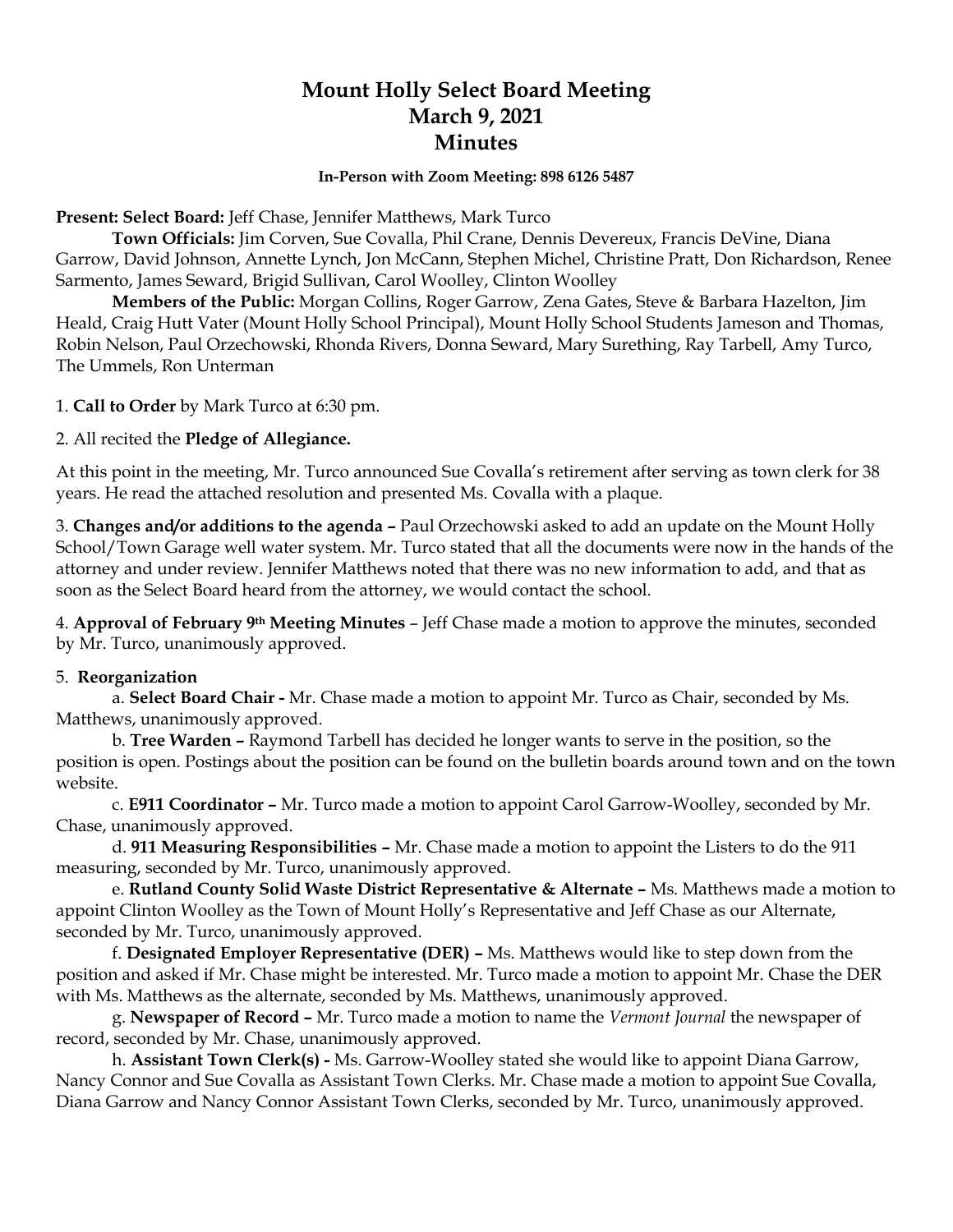# Mount Holly Select Board Meeting
# March 9, 2021
# Minutes

**In-Person with Zoom Meeting: 898 6126 5487**

**Present: Select Board:** Jeff Chase, Jennifer Matthews, Mark Turco

**Town Officials:** Jim Corven, Sue Covalla, Phil Crane, Dennis Devereux, Francis DeVine, Diana Garrow, David Johnson, Annette Lynch, Jon McCann, Stephen Michel, Christine Pratt, Don Richardson, Renee Sarmento, James Seward, Brigid Sullivan, Carol Woolley, Clinton Woolley

**Members of the Public:** Morgan Collins, Roger Garrow, Zena Gates, Steve & Barbara Hazelton, Jim Heald, Craig Hutt Vater (Mount Holly School Principal), Mount Holly School Students Jameson and Thomas, Robin Nelson, Paul Orzechowski, Rhonda Rivers, Donna Seward, Mary Surething, Ray Tarbell, Amy Turco, The Ummels, Ron Unterman

1. **Call to Order** by Mark Turco at 6:30 pm.

2. All recited the **Pledge of Allegiance.**

At this point in the meeting, Mr. Turco announced Sue Covalla's retirement after serving as town clerk for 38 years. He read the attached resolution and presented Ms. Covalla with a plaque.

3. **Changes and/or additions to the agenda –** Paul Orzechowski asked to add an update on the Mount Holly School/Town Garage well water system. Mr. Turco stated that all the documents were now in the hands of the attorney and under review. Jennifer Matthews noted that there was no new information to add, and that as soon as the Select Board heard from the attorney, we would contact the school.

4. **Approval of February 9th Meeting Minutes** – Jeff Chase made a motion to approve the minutes, seconded by Mr. Turco, unanimously approved.

5. **Reorganization**

a. **Select Board Chair -** Mr. Chase made a motion to appoint Mr. Turco as Chair, seconded by Ms. Matthews, unanimously approved.

b. **Tree Warden –** Raymond Tarbell has decided he longer wants to serve in the position, so the position is open. Postings about the position can be found on the bulletin boards around town and on the town website.

c. **E911 Coordinator –** Mr. Turco made a motion to appoint Carol Garrow-Woolley, seconded by Mr. Chase, unanimously approved.

d. **911 Measuring Responsibilities –** Mr. Chase made a motion to appoint the Listers to do the 911 measuring, seconded by Mr. Turco, unanimously approved.

e. **Rutland County Solid Waste District Representative & Alternate –** Ms. Matthews made a motion to appoint Clinton Woolley as the Town of Mount Holly's Representative and Jeff Chase as our Alternate, seconded by Mr. Turco, unanimously approved.

f. **Designated Employer Representative (DER) –** Ms. Matthews would like to step down from the position and asked if Mr. Chase might be interested. Mr. Turco made a motion to appoint Mr. Chase the DER with Ms. Matthews as the alternate, seconded by Ms. Matthews, unanimously approved.

g. **Newspaper of Record –** Mr. Turco made a motion to name the *Vermont Journal* the newspaper of record, seconded by Mr. Chase, unanimously approved.

h. **Assistant Town Clerk(s) -** Ms. Garrow-Woolley stated she would like to appoint Diana Garrow, Nancy Connor and Sue Covalla as Assistant Town Clerks. Mr. Chase made a motion to appoint Sue Covalla, Diana Garrow and Nancy Connor Assistant Town Clerks, seconded by Mr. Turco, unanimously approved.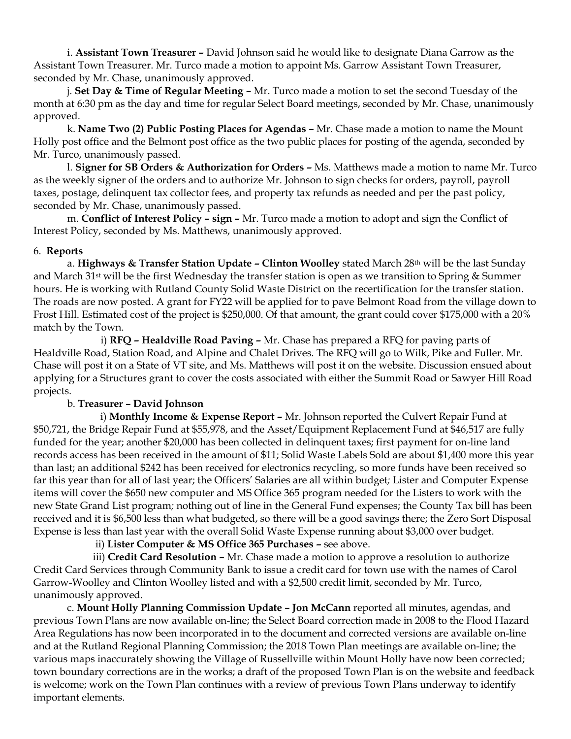i. **Assistant Town Treasurer –** David Johnson said he would like to designate Diana Garrow as the Assistant Town Treasurer. Mr. Turco made a motion to appoint Ms. Garrow Assistant Town Treasurer, seconded by Mr. Chase, unanimously approved.

j. **Set Day & Time of Regular Meeting –** Mr. Turco made a motion to set the second Tuesday of the month at 6:30 pm as the day and time for regular Select Board meetings, seconded by Mr. Chase, unanimously approved.

k. **Name Two (2) Public Posting Places for Agendas –** Mr. Chase made a motion to name the Mount Holly post office and the Belmont post office as the two public places for posting of the agenda, seconded by Mr. Turco, unanimously passed.

l. **Signer for SB Orders & Authorization for Orders –** Ms. Matthews made a motion to name Mr. Turco as the weekly signer of the orders and to authorize Mr. Johnson to sign checks for orders, payroll, payroll taxes, postage, delinquent tax collector fees, and property tax refunds as needed and per the past policy, seconded by Mr. Chase, unanimously passed.

m. **Conflict of Interest Policy – sign –** Mr. Turco made a motion to adopt and sign the Conflict of Interest Policy, seconded by Ms. Matthews, unanimously approved.

6. **Reports**

a. **Highways & Transfer Station Update – Clinton Woolley** stated March 28th will be the last Sunday and March 31st will be the first Wednesday the transfer station is open as we transition to Spring & Summer hours. He is working with Rutland County Solid Waste District on the recertification for the transfer station. The roads are now posted. A grant for FY22 will be applied for to pave Belmont Road from the village down to Frost Hill. Estimated cost of the project is $250,000. Of that amount, the grant could cover $175,000 with a 20% match by the Town.

i) **RFQ – Healdville Road Paving –** Mr. Chase has prepared a RFQ for paving parts of Healdville Road, Station Road, and Alpine and Chalet Drives. The RFQ will go to Wilk, Pike and Fuller. Mr. Chase will post it on a State of VT site, and Ms. Matthews will post it on the website. Discussion ensued about applying for a Structures grant to cover the costs associated with either the Summit Road or Sawyer Hill Road projects.

b. **Treasurer – David Johnson**

i) **Monthly Income & Expense Report –** Mr. Johnson reported the Culvert Repair Fund at $50,721, the Bridge Repair Fund at $55,978, and the Asset/Equipment Replacement Fund at $46,517 are fully funded for the year; another $20,000 has been collected in delinquent taxes; first payment for on-line land records access has been received in the amount of $11; Solid Waste Labels Sold are about $1,400 more this year than last; an additional $242 has been received for electronics recycling, so more funds have been received so far this year than for all of last year; the Officers' Salaries are all within budget; Lister and Computer Expense items will cover the $650 new computer and MS Office 365 program needed for the Listers to work with the new State Grand List program; nothing out of line in the General Fund expenses; the County Tax bill has been received and it is $6,500 less than what budgeted, so there will be a good savings there; the Zero Sort Disposal Expense is less than last year with the overall Solid Waste Expense running about $3,000 over budget.

ii) **Lister Computer & MS Office 365 Purchases –** see above.

iii) **Credit Card Resolution –** Mr. Chase made a motion to approve a resolution to authorize Credit Card Services through Community Bank to issue a credit card for town use with the names of Carol Garrow-Woolley and Clinton Woolley listed and with a $2,500 credit limit, seconded by Mr. Turco, unanimously approved.

c. **Mount Holly Planning Commission Update – Jon McCann** reported all minutes, agendas, and previous Town Plans are now available on-line; the Select Board correction made in 2008 to the Flood Hazard Area Regulations has now been incorporated in to the document and corrected versions are available on-line and at the Rutland Regional Planning Commission; the 2018 Town Plan meetings are available on-line; the various maps inaccurately showing the Village of Russellville within Mount Holly have now been corrected; town boundary corrections are in the works; a draft of the proposed Town Plan is on the website and feedback is welcome; work on the Town Plan continues with a review of previous Town Plans underway to identify important elements.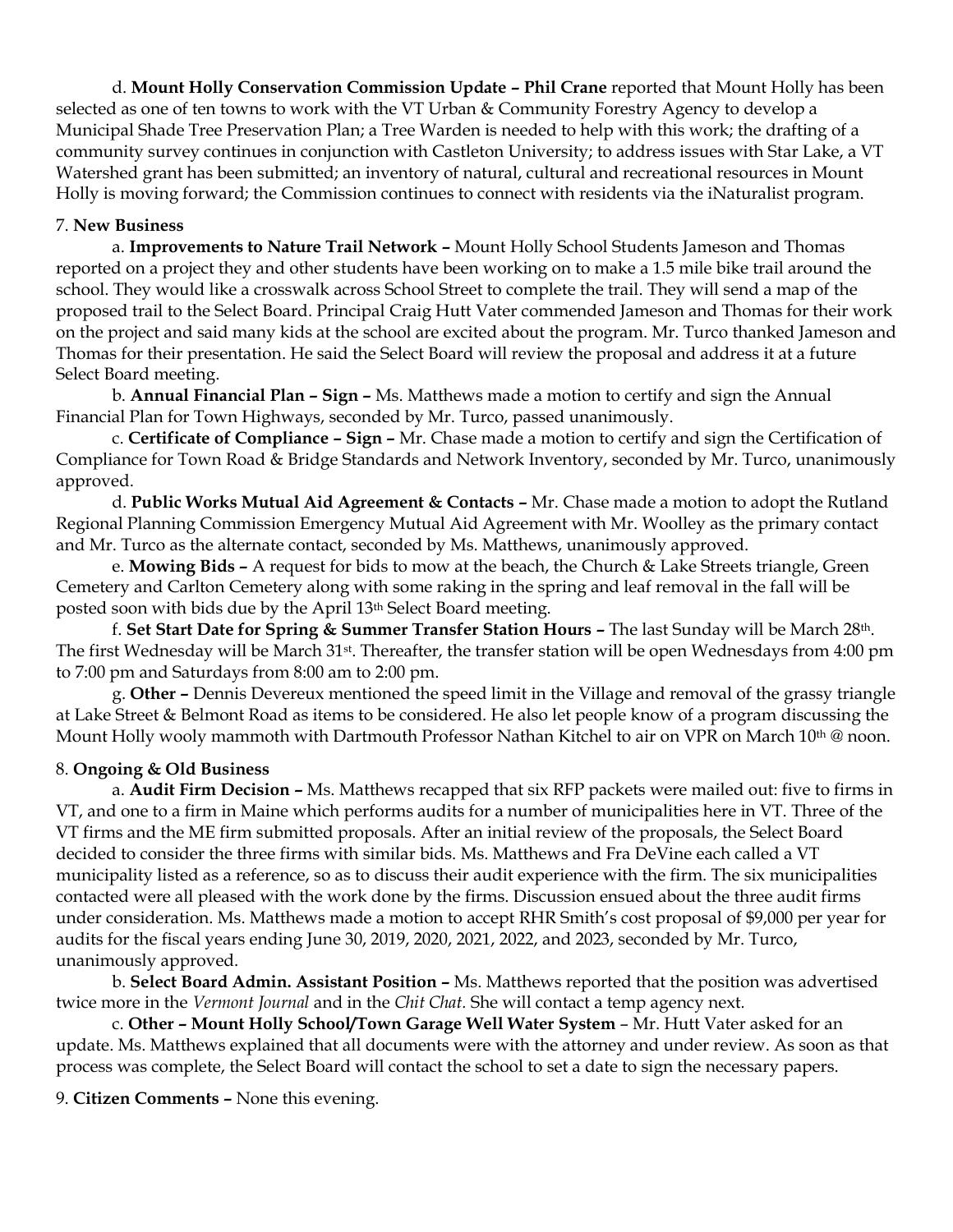d. **Mount Holly Conservation Commission Update – Phil Crane** reported that Mount Holly has been selected as one of ten towns to work with the VT Urban & Community Forestry Agency to develop a Municipal Shade Tree Preservation Plan; a Tree Warden is needed to help with this work; the drafting of a community survey continues in conjunction with Castleton University; to address issues with Star Lake, a VT Watershed grant has been submitted; an inventory of natural, cultural and recreational resources in Mount Holly is moving forward; the Commission continues to connect with residents via the iNaturalist program.

7. **New Business**

a. **Improvements to Nature Trail Network –** Mount Holly School Students Jameson and Thomas reported on a project they and other students have been working on to make a 1.5 mile bike trail around the school. They would like a crosswalk across School Street to complete the trail. They will send a map of the proposed trail to the Select Board. Principal Craig Hutt Vater commended Jameson and Thomas for their work on the project and said many kids at the school are excited about the program. Mr. Turco thanked Jameson and Thomas for their presentation. He said the Select Board will review the proposal and address it at a future Select Board meeting.

b. **Annual Financial Plan – Sign –** Ms. Matthews made a motion to certify and sign the Annual Financial Plan for Town Highways, seconded by Mr. Turco, passed unanimously.

c. **Certificate of Compliance – Sign –** Mr. Chase made a motion to certify and sign the Certification of Compliance for Town Road & Bridge Standards and Network Inventory, seconded by Mr. Turco, unanimously approved.

d. **Public Works Mutual Aid Agreement & Contacts –** Mr. Chase made a motion to adopt the Rutland Regional Planning Commission Emergency Mutual Aid Agreement with Mr. Woolley as the primary contact and Mr. Turco as the alternate contact, seconded by Ms. Matthews, unanimously approved.

e. **Mowing Bids –** A request for bids to mow at the beach, the Church & Lake Streets triangle, Green Cemetery and Carlton Cemetery along with some raking in the spring and leaf removal in the fall will be posted soon with bids due by the April 13th Select Board meeting.

f. **Set Start Date for Spring & Summer Transfer Station Hours –** The last Sunday will be March 28th. The first Wednesday will be March 31st. Thereafter, the transfer station will be open Wednesdays from 4:00 pm to 7:00 pm and Saturdays from 8:00 am to 2:00 pm.

g. **Other –** Dennis Devereux mentioned the speed limit in the Village and removal of the grassy triangle at Lake Street & Belmont Road as items to be considered. He also let people know of a program discussing the Mount Holly wooly mammoth with Dartmouth Professor Nathan Kitchel to air on VPR on March 10th @ noon.

8. **Ongoing & Old Business**

a. **Audit Firm Decision –** Ms. Matthews recapped that six RFP packets were mailed out: five to firms in VT, and one to a firm in Maine which performs audits for a number of municipalities here in VT. Three of the VT firms and the ME firm submitted proposals. After an initial review of the proposals, the Select Board decided to consider the three firms with similar bids. Ms. Matthews and Fra DeVine each called a VT municipality listed as a reference, so as to discuss their audit experience with the firm. The six municipalities contacted were all pleased with the work done by the firms. Discussion ensued about the three audit firms under consideration. Ms. Matthews made a motion to accept RHR Smith's cost proposal of $9,000 per year for audits for the fiscal years ending June 30, 2019, 2020, 2021, 2022, and 2023, seconded by Mr. Turco, unanimously approved.

b. **Select Board Admin. Assistant Position –** Ms. Matthews reported that the position was advertised twice more in the *Vermont Journal* and in the *Chit Chat.* She will contact a temp agency next.

c. **Other – Mount Holly School/Town Garage Well Water System** – Mr. Hutt Vater asked for an update. Ms. Matthews explained that all documents were with the attorney and under review. As soon as that process was complete, the Select Board will contact the school to set a date to sign the necessary papers.

9. **Citizen Comments –** None this evening.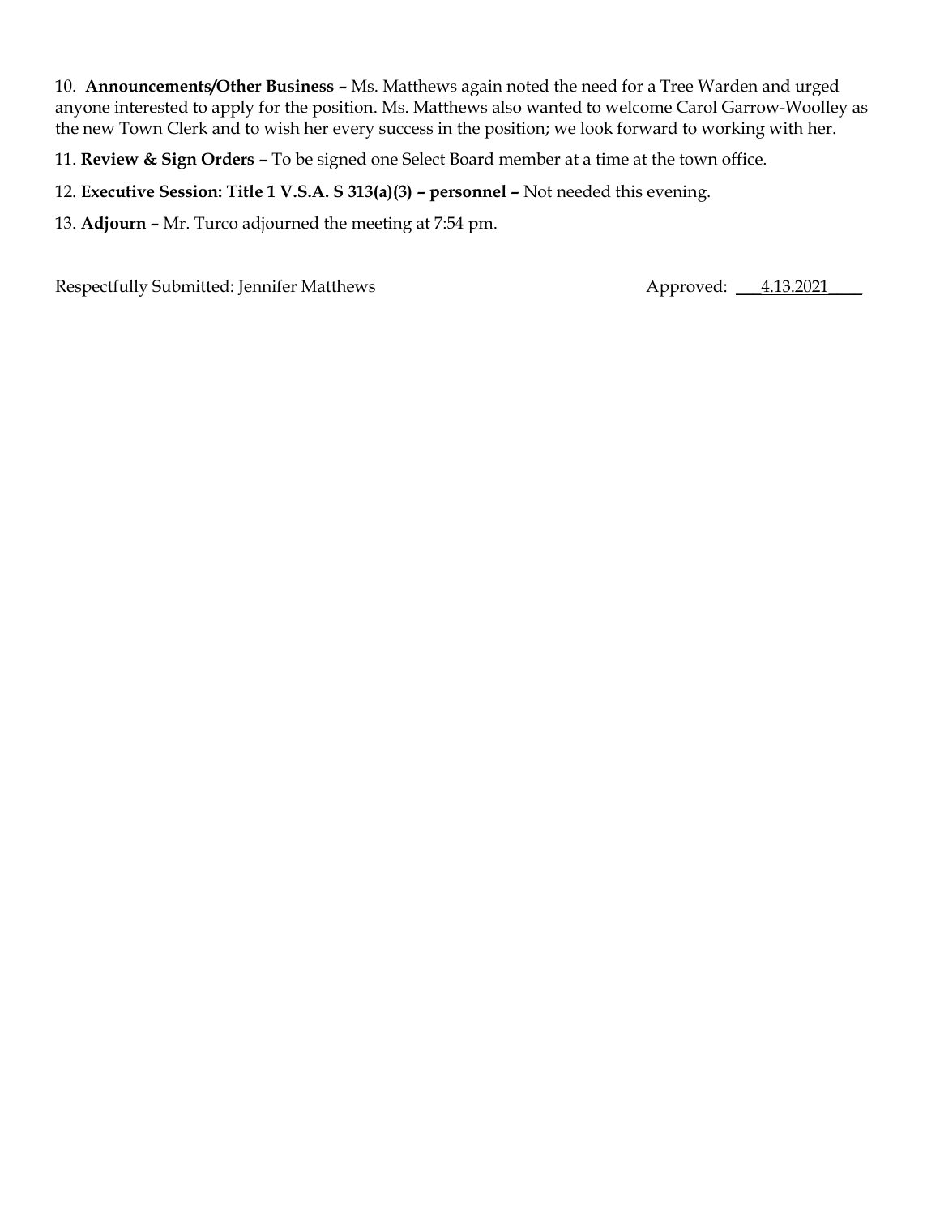10. **Announcements/Other Business –** Ms. Matthews again noted the need for a Tree Warden and urged anyone interested to apply for the position. Ms. Matthews also wanted to welcome Carol Garrow-Woolley as the new Town Clerk and to wish her every success in the position; we look forward to working with her.

11. **Review & Sign Orders –** To be signed one Select Board member at a time at the town office.

12. **Executive Session: Title 1 V.S.A. S 313(a)(3) – personnel –** Not needed this evening.

13. **Adjourn –** Mr. Turco adjourned the meeting at 7:54 pm.

Respectfully Submitted: Jennifer Matthews

Approved: 4.13.2021